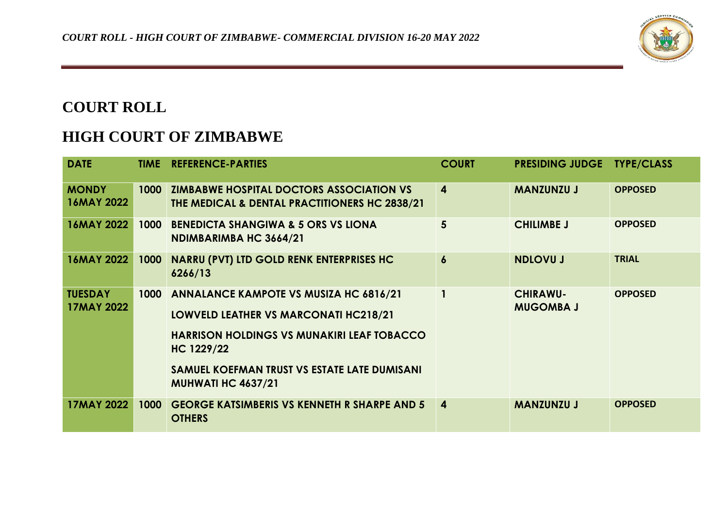# COURT ROLL

# HIGH COURT OF ZIMBABWE

| DATE | TIME | REFERENCE-PARTIES | COURT | PRESIDING JUDGE | TYPE/CLASS |
|---|---|---|---|---|---|
| MONDY 16MAY 2022 | 1000 | ZIMBABWE HOSPITAL DOCTORS ASSOCIATION VS THE MEDICAL & DENTAL PRACTITIONERS HC 2838/21 | 4 | MANZUNZU J | OPPOSED |
| 16MAY 2022 | 1000 | BENEDICTA SHANGIWA & 5 ORS VS LIONA NDIMBARIMBA HC 3664/21 | 5 | CHILIMBE J | OPPOSED |
| 16MAY 2022 | 1000 | NARRU (PVT) LTD GOLD RENK ENTERPRISES HC 6266/13 | 6 | NDLOVU J | TRIAL |
| TUESDAY 17MAY 2022 | 1000 | ANNALANCE KAMPOTE VS MUSIZA HC 6816/21<br>LOWVELD LEATHER VS MARCONATI HC218/21<br>HARRISON HOLDINGS VS MUNAKIRI LEAF TOBACCO HC 1229/22<br>SAMUEL KOEFMAN TRUST VS ESTATE LATE DUMISANI MUHWATI HC 4637/21 | 1 | CHIRAWU-MUGOMBA J | OPPOSED |
| 17MAY 2022 | 1000 | GEORGE KATSIMBERIS VS KENNETH R SHARPE AND 5 OTHERS | 4 | MANZUNZU J | OPPOSED |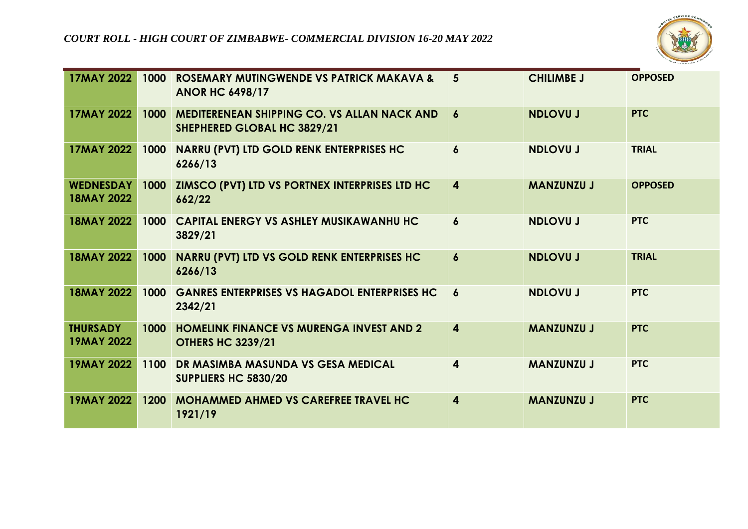*COURT ROLL - HIGH COURT OF ZIMBABWE- COMMERCIAL DIVISION 16-20 MAY 2022*

| | | | | | |
|---|---|---|---|---|---|
| **17MAY 2022** | **1000** | **ROSEMARY MUTINGWENDE VS PATRICK MAKAVA & ANOR HC 6498/17** | **5** | **CHILIMBE J** | **OPPOSED** |
| **17MAY 2022** | **1000** | **MEDITERENEAN SHIPPING CO. VS ALLAN NACK AND SHEPHERED GLOBAL HC 3829/21** | **6** | **NDLOVU J** | **PTC** |
| **17MAY 2022** | **1000** | **NARRU (PVT) LTD GOLD RENK ENTERPRISES HC 6266/13** | **6** | **NDLOVU J** | **TRIAL** |
| **WEDNESDAY 18MAY 2022** | **1000** | **ZIMSCO (PVT) LTD VS PORTNEX INTERPRISES LTD HC 662/22** | **4** | **MANZUNZU J** | **OPPOSED** |
| **18MAY 2022** | **1000** | **CAPITAL ENERGY VS ASHLEY MUSIKAWANHU HC 3829/21** | **6** | **NDLOVU J** | **PTC** |
| **18MAY 2022** | **1000** | **NARRU (PVT) LTD VS GOLD RENK ENTERPRISES HC 6266/13** | **6** | **NDLOVU J** | **TRIAL** |
| **18MAY 2022** | **1000** | **GANRES ENTERPRISES VS HAGADOL ENTERPRISES HC 2342/21** | **6** | **NDLOVU J** | **PTC** |
| **THURSADY 19MAY 2022** | **1000** | **HOMELINK FINANCE VS MURENGA INVEST AND 2 OTHERS HC 3239/21** | **4** | **MANZUNZU J** | **PTC** |
| **19MAY 2022** | **1100** | **DR MASIMBA MASUNDA VS GESA MEDICAL SUPPLIERS HC 5830/20** | **4** | **MANZUNZU J** | **PTC** |
| **19MAY 2022** | **1200** | **MOHAMMED AHMED VS CAREFREE TRAVEL HC 1921/19** | **4** | **MANZUNZU J** | **PTC** |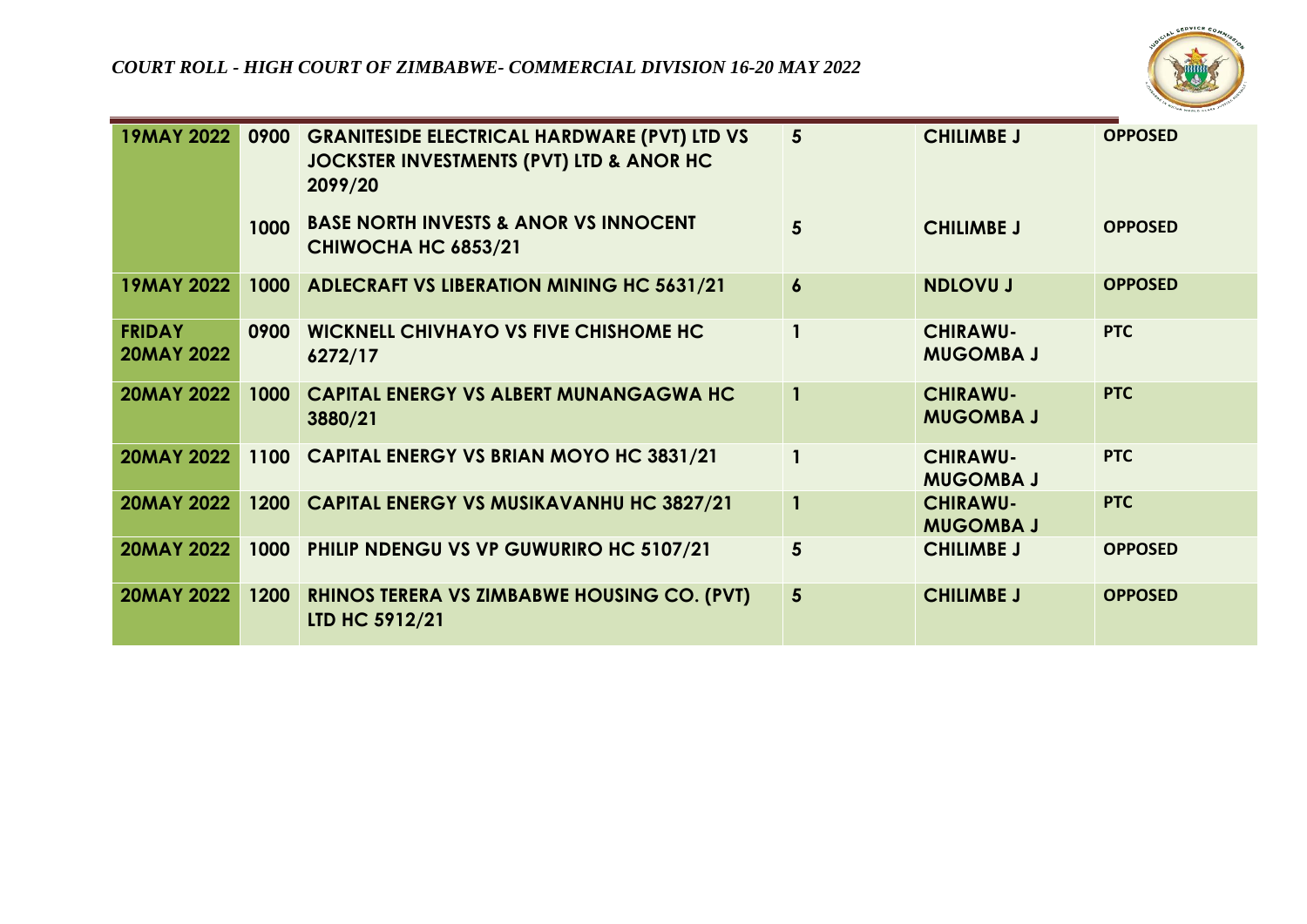| | | | | | |
|---|---|---|---|---|---|
| **19MAY 2022** | **0900** | **GRANITESIDE ELECTRICAL HARDWARE (PVT) LTD VS JOCKSTER INVESTMENTS (PVT) LTD & ANOR HC 2099/20** | **5** | **CHILIMBE J** | **OPPOSED** |
| | **1000** | **BASE NORTH INVESTS & ANOR VS INNOCENT CHIWOCHA HC 6853/21** | **5** | **CHILIMBE J** | **OPPOSED** |
| **19MAY 2022** | **1000** | **ADLECRAFT VS LIBERATION MINING HC 5631/21** | **6** | **NDLOVU J** | **OPPOSED** |
| **FRIDAY 20MAY 2022** | **0900** | **WICKNELL CHIVHAYO VS FIVE CHISHOME HC 6272/17** | **1** | **CHIRAWU-MUGOMBA J** | **PTC** |
| **20MAY 2022** | **1000** | **CAPITAL ENERGY VS ALBERT MUNANGAGWA HC 3880/21** | **1** | **CHIRAWU-MUGOMBA J** | **PTC** |
| **20MAY 2022** | **1100** | **CAPITAL ENERGY VS BRIAN MOYO HC 3831/21** | **1** | **CHIRAWU-MUGOMBA J** | **PTC** |
| **20MAY 2022** | **1200** | **CAPITAL ENERGY VS MUSIKAVANHU HC 3827/21** | **1** | **CHIRAWU-MUGOMBA J** | **PTC** |
| **20MAY 2022** | **1000** | **PHILIP NDENGU VS VP GUWURIRO HC 5107/21** | **5** | **CHILIMBE J** | **OPPOSED** |
| **20MAY 2022** | **1200** | **RHINOS TERERA VS ZIMBABWE HOUSING CO. (PVT) LTD HC 5912/21** | **5** | **CHILIMBE J** | **OPPOSED** |